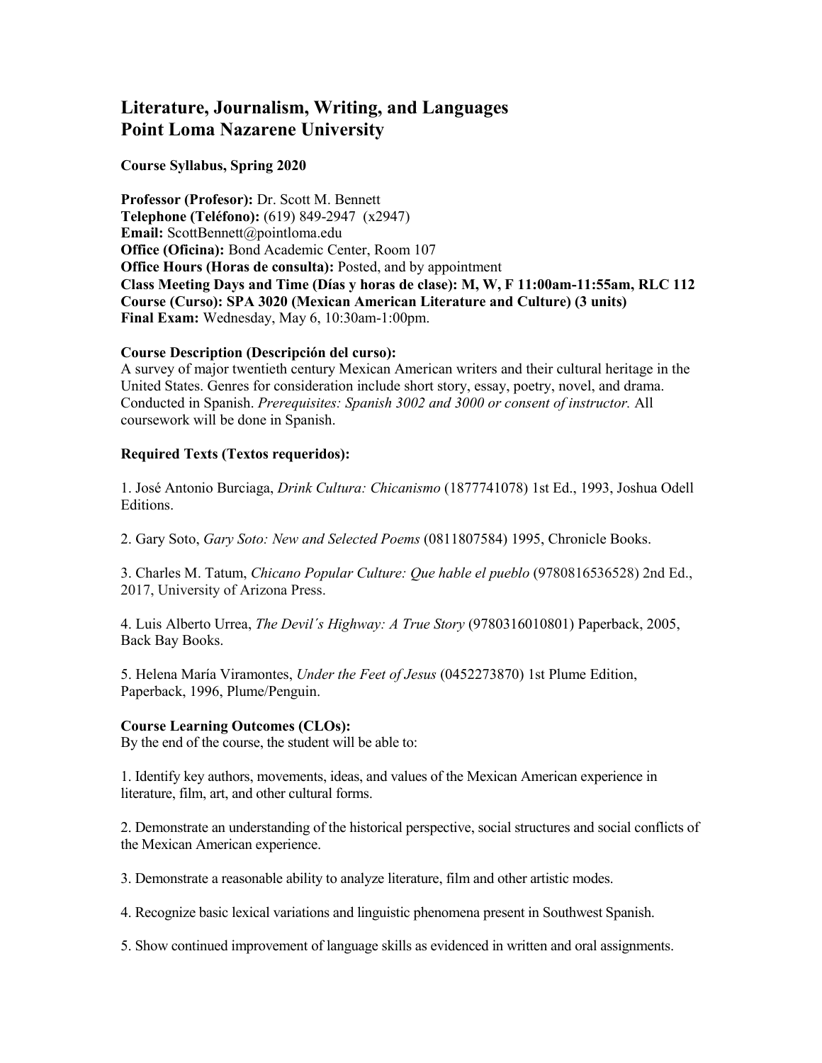# Literature, Journalism, Writing, and Languages
# Point Loma Nazarene University

**Course Syllabus, Spring 2020**

**Professor (Profesor):** Dr. Scott M. Bennett
**Telephone (Teléfono):** (619) 849-2947 (x2947)
**Email:** ScottBennett@pointloma.edu
**Office (Oficina):** Bond Academic Center, Room 107
**Office Hours (Horas de consulta):** Posted, and by appointment
**Class Meeting Days and Time (Días y horas de clase): M, W, F 11:00am-11:55am, RLC 112**
**Course (Curso): SPA 3020 (Mexican American Literature and Culture) (3 units)**
**Final Exam:** Wednesday, May 6, 10:30am-1:00pm.

**Course Description (Descripción del curso):**
A survey of major twentieth century Mexican American writers and their cultural heritage in the United States. Genres for consideration include short story, essay, poetry, novel, and drama. Conducted in Spanish. *Prerequisites: Spanish 3002 and 3000 or consent of instructor.* All coursework will be done in Spanish.

**Required Texts (Textos requeridos):**

1. José Antonio Burciaga, *Drink Cultura: Chicanismo* (1877741078) 1st Ed., 1993, Joshua Odell Editions.

2. Gary Soto, *Gary Soto: New and Selected Poems* (0811807584) 1995, Chronicle Books.

3. Charles M. Tatum, *Chicano Popular Culture: Que hable el pueblo* (9780816536528) 2nd Ed., 2017, University of Arizona Press.

4. Luis Alberto Urrea, *The Devil´s Highway: A True Story* (9780316010801) Paperback, 2005, Back Bay Books.

5. Helena María Viramontes, *Under the Feet of Jesus* (0452273870) 1st Plume Edition, Paperback, 1996, Plume/Penguin.

**Course Learning Outcomes (CLOs):**
By the end of the course, the student will be able to:

1. Identify key authors, movements, ideas, and values of the Mexican American experience in literature, film, art, and other cultural forms.

2. Demonstrate an understanding of the historical perspective, social structures and social conflicts of the Mexican American experience.

3. Demonstrate a reasonable ability to analyze literature, film and other artistic modes.

4. Recognize basic lexical variations and linguistic phenomena present in Southwest Spanish.

5. Show continued improvement of language skills as evidenced in written and oral assignments.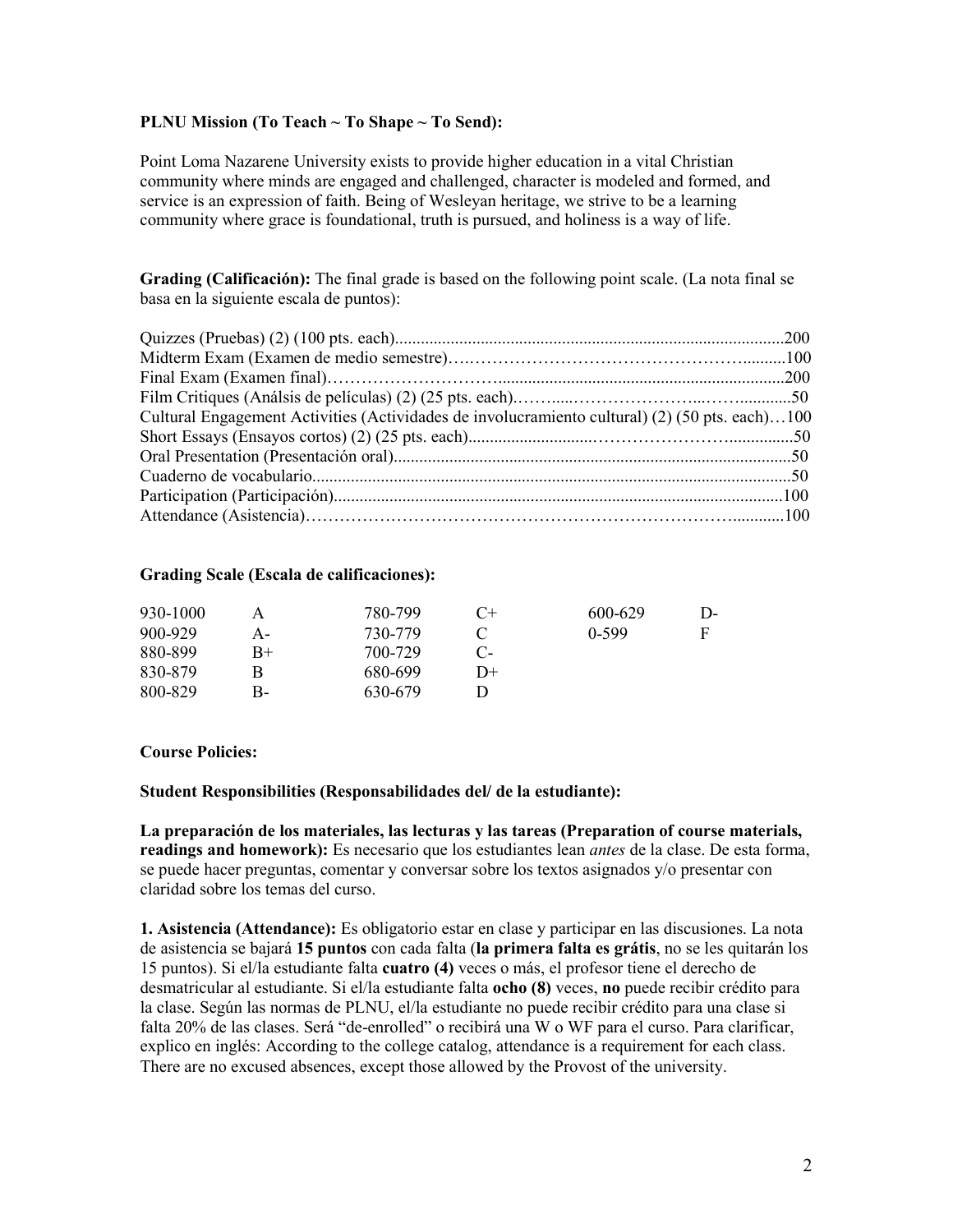**PLNU Mission (To Teach ~ To Shape ~ To Send):**

Point Loma Nazarene University exists to provide higher education in a vital Christian community where minds are engaged and challenged, character is modeled and formed, and service is an expression of faith. Being of Wesleyan heritage, we strive to be a learning community where grace is foundational, truth is pursued, and holiness is a way of life.

**Grading (Calificación):** The final grade is based on the following point scale. (La nota final se basa en la siguiente escala de puntos):

| Item | Points |
|---|---|
| Quizzes (Pruebas) (2) (100 pts. each) | 200 |
| Midterm Exam (Examen de medio semestre) | 100 |
| Final Exam (Examen final) | 200 |
| Film Critiques (Anális de películas) (2) (25 pts. each) | 50 |
| Cultural Engagement Activities (Actividades de involucramiento cultural) (2) (50 pts. each) | 100 |
| Short Essays (Ensayos cortos) (2) (25 pts. each) | 50 |
| Oral Presentation (Presentación oral) | 50 |
| Cuaderno de vocabulario | 50 |
| Participation (Participación) | 100 |
| Attendance (Asistencia) | 100 |

**Grading Scale (Escala de calificaciones):**

| | | | | | |
|---|---|---|---|---|---|
| 930-1000 | A | 780-799 | C+ | 600-629 | D- |
| 900-929 | A- | 730-779 | C | 0-599 | F |
| 880-899 | B+ | 700-729 | C- | | |
| 830-879 | B | 680-699 | D+ | | |
| 800-829 | B- | 630-679 | D | | |

**Course Policies:**

**Student Responsibilities (Responsabilidades del/ de la estudiante):**

**La preparación de los materiales, las lecturas y las tareas (Preparation of course materials, readings and homework):** Es necesario que los estudiantes lean *antes* de la clase. De esta forma, se puede hacer preguntas, comentar y conversar sobre los textos asignados y/o presentar con claridad sobre los temas del curso.

**1. Asistencia (Attendance):** Es obligatorio estar en clase y participar en las discusiones. La nota de asistencia se bajará **15 puntos** con cada falta (**la primera falta es grátis**, no se les quitarán los 15 puntos). Si el/la estudiante falta **cuatro (4)** veces o más, el profesor tiene el derecho de desmatricular al estudiante. Si el/la estudiante falta **ocho (8)** veces, **no** puede recibir crédito para la clase. Según las normas de PLNU, el/la estudiante no puede recibir crédito para una clase si falta 20% de las clases. Será "de-enrolled" o recibirá una W o WF para el curso. Para clarificar, explico en inglés: According to the college catalog, attendance is a requirement for each class. There are no excused absences, except those allowed by the Provost of the university.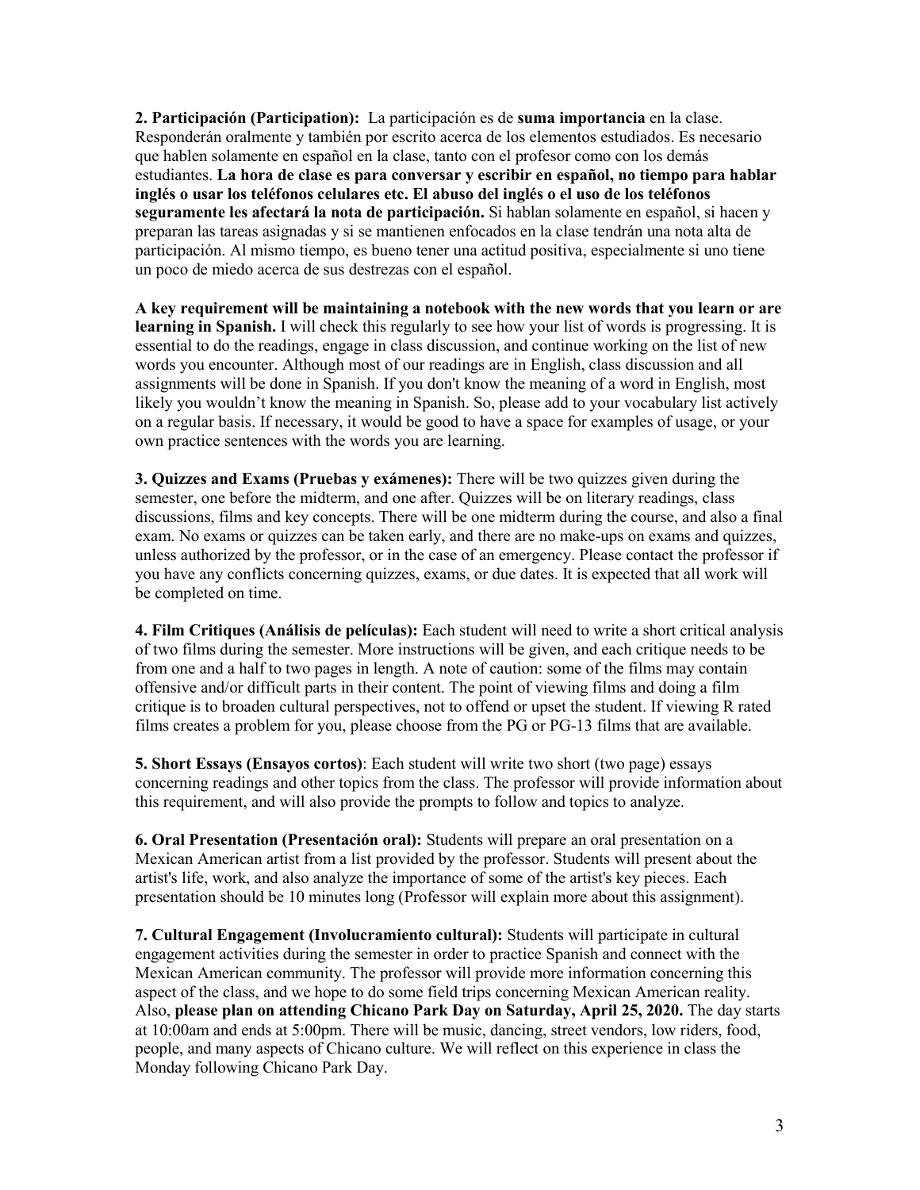**2. Participación (Participation):** La participación es de **suma importancia** en la clase. Responderán oralmente y también por escrito acerca de los elementos estudiados. Es necesario que hablen solamente en español en la clase, tanto con el profesor como con los demás estudiantes. **La hora de clase es para conversar y escribir en español, no tiempo para hablar inglés o usar los teléfonos celulares etc. El abuso del inglés o el uso de los teléfonos seguramente les afectará la nota de participación.** Si hablan solamente en español, si hacen y preparan las tareas asignadas y si se mantienen enfocados en la clase tendrán una nota alta de participación. Al mismo tiempo, es bueno tener una actitud positiva, especialmente si uno tiene un poco de miedo acerca de sus destrezas con el español.

**A key requirement will be maintaining a notebook with the new words that you learn or are learning in Spanish.** I will check this regularly to see how your list of words is progressing. It is essential to do the readings, engage in class discussion, and continue working on the list of new words you encounter. Although most of our readings are in English, class discussion and all assignments will be done in Spanish. If you don't know the meaning of a word in English, most likely you wouldn't know the meaning in Spanish. So, please add to your vocabulary list actively on a regular basis. If necessary, it would be good to have a space for examples of usage, or your own practice sentences with the words you are learning.

**3. Quizzes and Exams (Pruebas y exámenes):** There will be two quizzes given during the semester, one before the midterm, and one after. Quizzes will be on literary readings, class discussions, films and key concepts. There will be one midterm during the course, and also a final exam. No exams or quizzes can be taken early, and there are no make-ups on exams and quizzes, unless authorized by the professor, or in the case of an emergency. Please contact the professor if you have any conflicts concerning quizzes, exams, or due dates. It is expected that all work will be completed on time.

**4. Film Critiques (Análisis de películas):** Each student will need to write a short critical analysis of two films during the semester. More instructions will be given, and each critique needs to be from one and a half to two pages in length. A note of caution: some of the films may contain offensive and/or difficult parts in their content. The point of viewing films and doing a film critique is to broaden cultural perspectives, not to offend or upset the student. If viewing R rated films creates a problem for you, please choose from the PG or PG-13 films that are available.

**5. Short Essays (Ensayos cortos)**: Each student will write two short (two page) essays concerning readings and other topics from the class. The professor will provide information about this requirement, and will also provide the prompts to follow and topics to analyze.

**6. Oral Presentation (Presentación oral):** Students will prepare an oral presentation on a Mexican American artist from a list provided by the professor. Students will present about the artist's life, work, and also analyze the importance of some of the artist's key pieces. Each presentation should be 10 minutes long (Professor will explain more about this assignment).

**7. Cultural Engagement (Involucramiento cultural):** Students will participate in cultural engagement activities during the semester in order to practice Spanish and connect with the Mexican American community. The professor will provide more information concerning this aspect of the class, and we hope to do some field trips concerning Mexican American reality. Also, **please plan on attending Chicano Park Day on Saturday, April 25, 2020.** The day starts at 10:00am and ends at 5:00pm. There will be music, dancing, street vendors, low riders, food, people, and many aspects of Chicano culture. We will reflect on this experience in class the Monday following Chicano Park Day.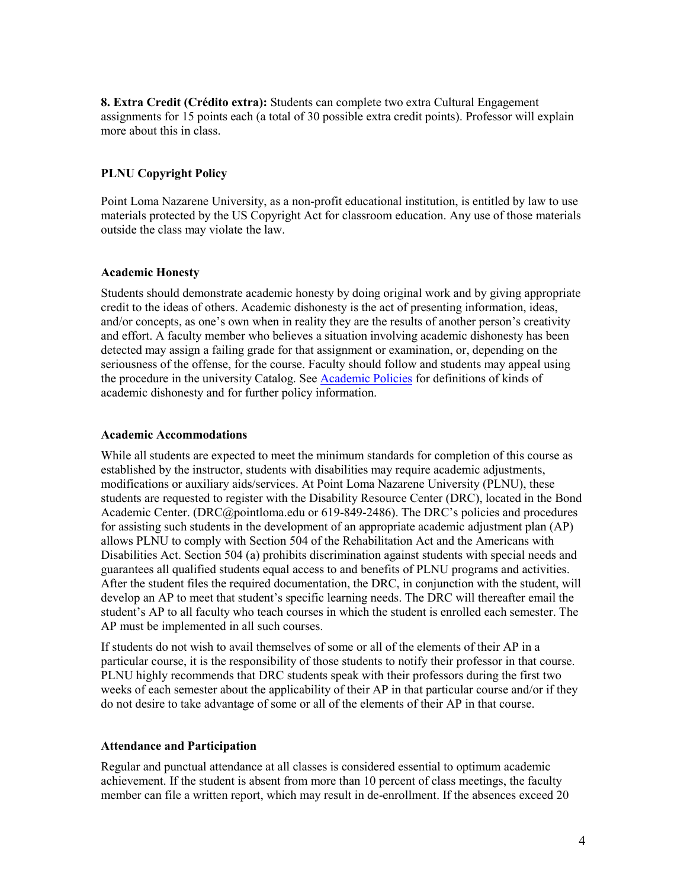**8. Extra Credit (Crédito extra):** Students can complete two extra Cultural Engagement assignments for 15 points each (a total of 30 possible extra credit points). Professor will explain more about this in class.

### PLNU Copyright Policy

Point Loma Nazarene University, as a non-profit educational institution, is entitled by law to use materials protected by the US Copyright Act for classroom education. Any use of those materials outside the class may violate the law.

### Academic Honesty

Students should demonstrate academic honesty by doing original work and by giving appropriate credit to the ideas of others. Academic dishonesty is the act of presenting information, ideas, and/or concepts, as one's own when in reality they are the results of another person's creativity and effort. A faculty member who believes a situation involving academic dishonesty has been detected may assign a failing grade for that assignment or examination, or, depending on the seriousness of the offense, for the course. Faculty should follow and students may appeal using the procedure in the university Catalog. See Academic Policies for definitions of kinds of academic dishonesty and for further policy information.

### Academic Accommodations

While all students are expected to meet the minimum standards for completion of this course as established by the instructor, students with disabilities may require academic adjustments, modifications or auxiliary aids/services. At Point Loma Nazarene University (PLNU), these students are requested to register with the Disability Resource Center (DRC), located in the Bond Academic Center. (DRC@pointloma.edu or 619-849-2486). The DRC's policies and procedures for assisting such students in the development of an appropriate academic adjustment plan (AP) allows PLNU to comply with Section 504 of the Rehabilitation Act and the Americans with Disabilities Act. Section 504 (a) prohibits discrimination against students with special needs and guarantees all qualified students equal access to and benefits of PLNU programs and activities. After the student files the required documentation, the DRC, in conjunction with the student, will develop an AP to meet that student's specific learning needs. The DRC will thereafter email the student's AP to all faculty who teach courses in which the student is enrolled each semester. The AP must be implemented in all such courses.

If students do not wish to avail themselves of some or all of the elements of their AP in a particular course, it is the responsibility of those students to notify their professor in that course. PLNU highly recommends that DRC students speak with their professors during the first two weeks of each semester about the applicability of their AP in that particular course and/or if they do not desire to take advantage of some or all of the elements of their AP in that course.

### Attendance and Participation

Regular and punctual attendance at all classes is considered essential to optimum academic achievement. If the student is absent from more than 10 percent of class meetings, the faculty member can file a written report, which may result in de-enrollment. If the absences exceed 20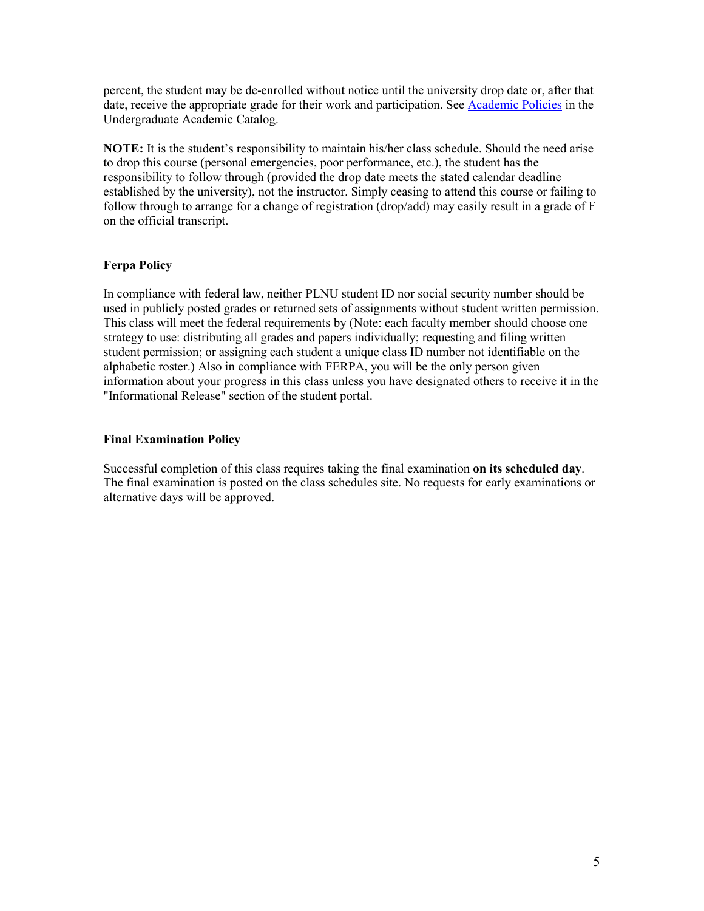percent, the student may be de-enrolled without notice until the university drop date or, after that date, receive the appropriate grade for their work and participation. See [Academic Policies] in the Undergraduate Academic Catalog.

**NOTE:** It is the student's responsibility to maintain his/her class schedule. Should the need arise to drop this course (personal emergencies, poor performance, etc.), the student has the responsibility to follow through (provided the drop date meets the stated calendar deadline established by the university), not the instructor. Simply ceasing to attend this course or failing to follow through to arrange for a change of registration (drop/add) may easily result in a grade of F on the official transcript.

### Ferpa Policy

In compliance with federal law, neither PLNU student ID nor social security number should be used in publicly posted grades or returned sets of assignments without student written permission. This class will meet the federal requirements by (Note: each faculty member should choose one strategy to use: distributing all grades and papers individually; requesting and filing written student permission; or assigning each student a unique class ID number not identifiable on the alphabetic roster.) Also in compliance with FERPA, you will be the only person given information about your progress in this class unless you have designated others to receive it in the "Informational Release" section of the student portal.

### Final Examination Policy

Successful completion of this class requires taking the final examination **on its scheduled day**. The final examination is posted on the class schedules site. No requests for early examinations or alternative days will be approved.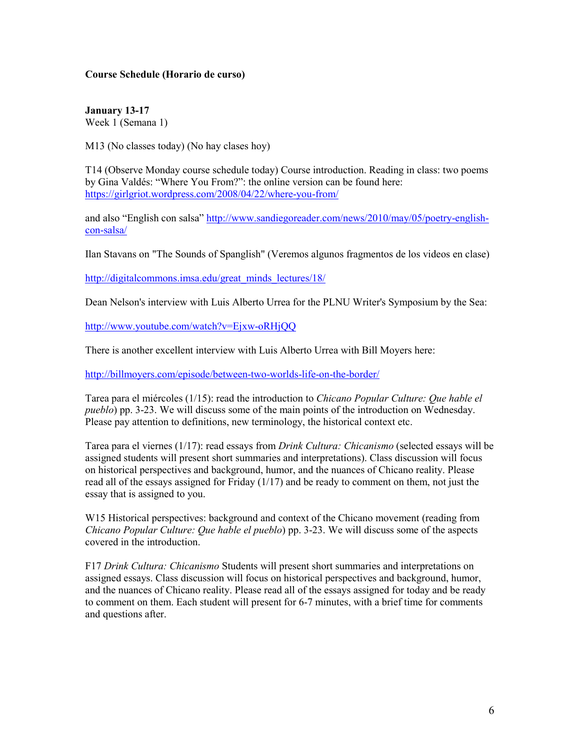**Course Schedule (Horario de curso)**

**January 13-17**
Week 1 (Semana 1)

M13 (No classes today) (No hay clases hoy)

T14 (Observe Monday course schedule today) Course introduction. Reading in class: two poems by Gina Valdés: "Where You From?": the online version can be found here: https://girlgriot.wordpress.com/2008/04/22/where-you-from/

and also "English con salsa" http://www.sandiegoreader.com/news/2010/may/05/poetry-english-con-salsa/

Ilan Stavans on "The Sounds of Spanglish" (Veremos algunos fragmentos de los videos en clase)

http://digitalcommons.imsa.edu/great_minds_lectures/18/

Dean Nelson's interview with Luis Alberto Urrea for the PLNU Writer's Symposium by the Sea:

http://www.youtube.com/watch?v=Ejxw-oRHjQQ

There is another excellent interview with Luis Alberto Urrea with Bill Moyers here:

http://billmoyers.com/episode/between-two-worlds-life-on-the-border/

Tarea para el miércoles (1/15): read the introduction to *Chicano Popular Culture: Que hable el pueblo*) pp. 3-23. We will discuss some of the main points of the introduction on Wednesday. Please pay attention to definitions, new terminology, the historical context etc.

Tarea para el viernes (1/17): read essays from *Drink Cultura: Chicanismo* (selected essays will be assigned students will present short summaries and interpretations). Class discussion will focus on historical perspectives and background, humor, and the nuances of Chicano reality. Please read all of the essays assigned for Friday (1/17) and be ready to comment on them, not just the essay that is assigned to you.

W15 Historical perspectives: background and context of the Chicano movement (reading from *Chicano Popular Culture: Que hable el pueblo*) pp. 3-23. We will discuss some of the aspects covered in the introduction.

F17 *Drink Cultura: Chicanismo* Students will present short summaries and interpretations on assigned essays. Class discussion will focus on historical perspectives and background, humor, and the nuances of Chicano reality. Please read all of the essays assigned for today and be ready to comment on them. Each student will present for 6-7 minutes, with a brief time for comments and questions after.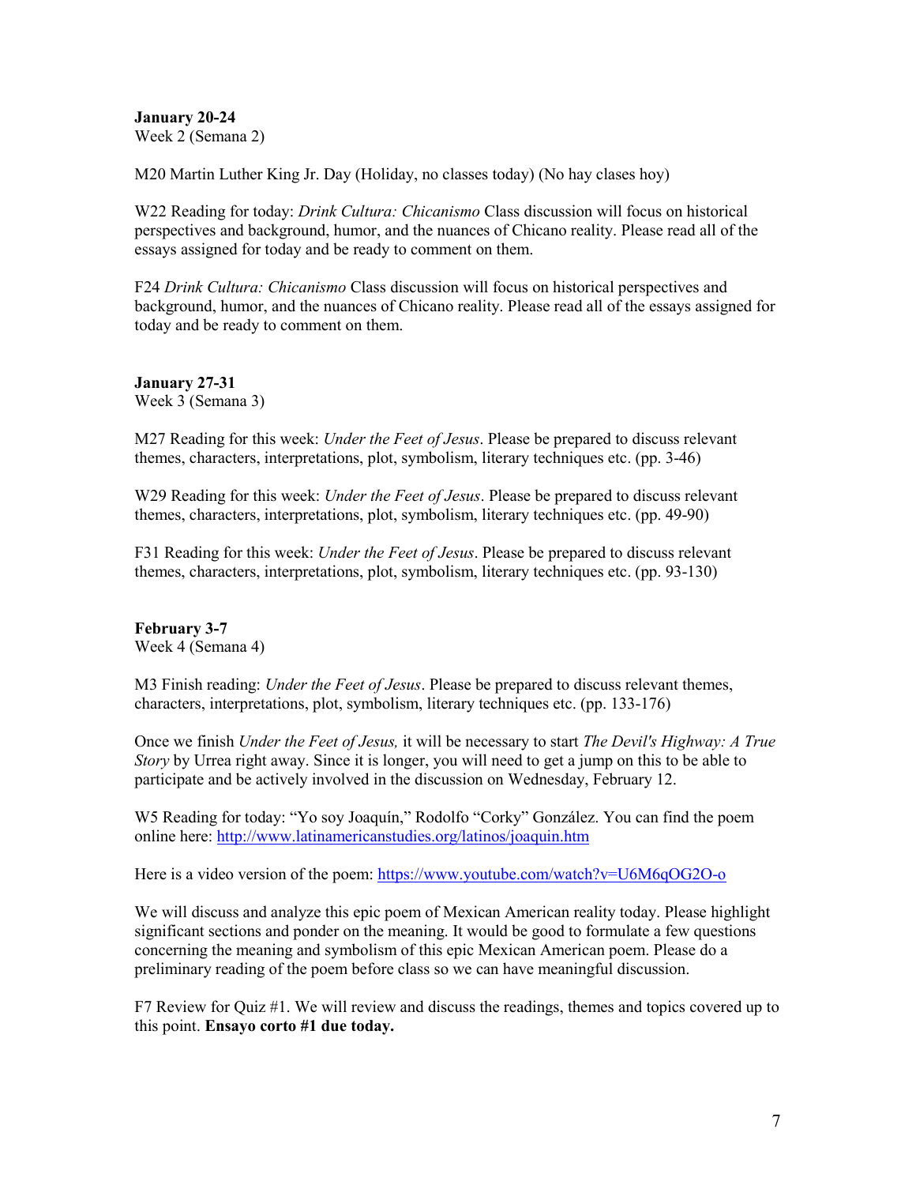**January 20-24**
Week 2 (Semana 2)

M20 Martin Luther King Jr. Day (Holiday, no classes today) (No hay clases hoy)

W22 Reading for today: *Drink Cultura: Chicanismo* Class discussion will focus on historical perspectives and background, humor, and the nuances of Chicano reality. Please read all of the essays assigned for today and be ready to comment on them.

F24 *Drink Cultura: Chicanismo* Class discussion will focus on historical perspectives and background, humor, and the nuances of Chicano reality. Please read all of the essays assigned for today and be ready to comment on them.

**January 27-31**
Week 3 (Semana 3)

M27 Reading for this week: *Under the Feet of Jesus*. Please be prepared to discuss relevant themes, characters, interpretations, plot, symbolism, literary techniques etc. (pp. 3-46)

W29 Reading for this week: *Under the Feet of Jesus*. Please be prepared to discuss relevant themes, characters, interpretations, plot, symbolism, literary techniques etc. (pp. 49-90)

F31 Reading for this week: *Under the Feet of Jesus*. Please be prepared to discuss relevant themes, characters, interpretations, plot, symbolism, literary techniques etc. (pp. 93-130)

**February 3-7**
Week 4 (Semana 4)

M3 Finish reading: *Under the Feet of Jesus*. Please be prepared to discuss relevant themes, characters, interpretations, plot, symbolism, literary techniques etc. (pp. 133-176)

Once we finish *Under the Feet of Jesus,* it will be necessary to start *The Devil's Highway: A True Story* by Urrea right away. Since it is longer, you will need to get a jump on this to be able to participate and be actively involved in the discussion on Wednesday, February 12.

W5 Reading for today: "Yo soy Joaquín," Rodolfo "Corky" González. You can find the poem online here: http://www.latinamericanstudies.org/latinos/joaquin.htm

Here is a video version of the poem: https://www.youtube.com/watch?v=U6M6qOG2O-o

We will discuss and analyze this epic poem of Mexican American reality today. Please highlight significant sections and ponder on the meaning. It would be good to formulate a few questions concerning the meaning and symbolism of this epic Mexican American poem. Please do a preliminary reading of the poem before class so we can have meaningful discussion.

F7 Review for Quiz #1. We will review and discuss the readings, themes and topics covered up to this point. **Ensayo corto #1 due today.**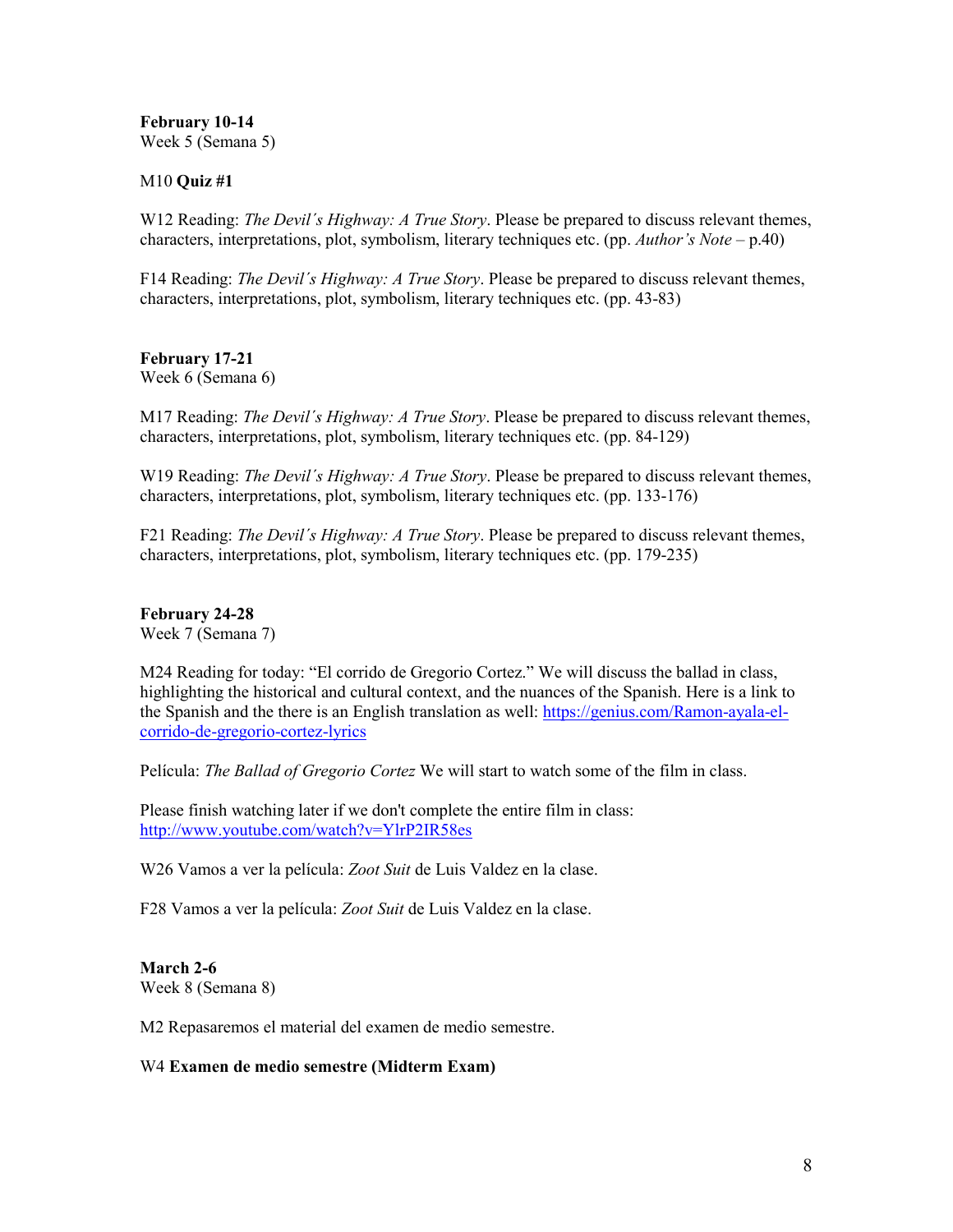**February 10-14**
Week 5 (Semana 5)

M10 **Quiz #1**

W12 Reading: *The Devil´s Highway: A True Story*. Please be prepared to discuss relevant themes, characters, interpretations, plot, symbolism, literary techniques etc. (pp. *Author's Note* – p.40)

F14 Reading: *The Devil´s Highway: A True Story*. Please be prepared to discuss relevant themes, characters, interpretations, plot, symbolism, literary techniques etc. (pp. 43-83)

**February 17-21**
Week 6 (Semana 6)

M17 Reading: *The Devil´s Highway: A True Story*. Please be prepared to discuss relevant themes, characters, interpretations, plot, symbolism, literary techniques etc. (pp. 84-129)

W19 Reading: *The Devil´s Highway: A True Story*. Please be prepared to discuss relevant themes, characters, interpretations, plot, symbolism, literary techniques etc. (pp. 133-176)

F21 Reading: *The Devil´s Highway: A True Story*. Please be prepared to discuss relevant themes, characters, interpretations, plot, symbolism, literary techniques etc. (pp. 179-235)

**February 24-28**
Week 7 (Semana 7)

M24 Reading for today: "El corrido de Gregorio Cortez." We will discuss the ballad in class, highlighting the historical and cultural context, and the nuances of the Spanish. Here is a link to the Spanish and the there is an English translation as well: [https://genius.com/Ramon-ayala-el-corrido-de-gregorio-cortez-lyrics](https://genius.com/Ramon-ayala-el-corrido-de-gregorio-cortez-lyrics)

Película: *The Ballad of Gregorio Cortez* We will start to watch some of the film in class.

Please finish watching later if we don't complete the entire film in class: [http://www.youtube.com/watch?v=YlrP2IR58es](http://www.youtube.com/watch?v=YlrP2IR58es)

W26 Vamos a ver la película: *Zoot Suit* de Luis Valdez en la clase.

F28 Vamos a ver la película: *Zoot Suit* de Luis Valdez en la clase.

**March 2-6**
Week 8 (Semana 8)

M2 Repasaremos el material del examen de medio semestre.

W4 **Examen de medio semestre (Midterm Exam)**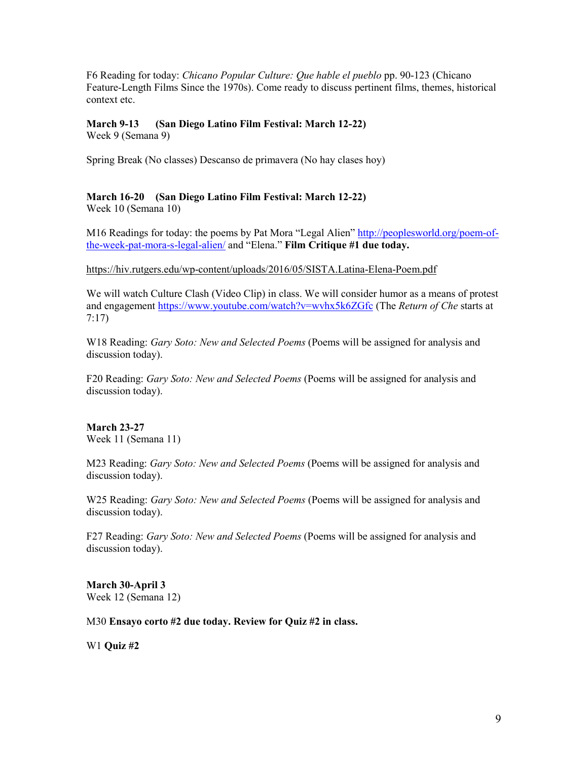F6 Reading for today: *Chicano Popular Culture: Que hable el pueblo* pp. 90-123 (Chicano Feature-Length Films Since the 1970s). Come ready to discuss pertinent films, themes, historical context etc.

**March 9-13 (San Diego Latino Film Festival: March 12-22)**
Week 9 (Semana 9)

Spring Break (No classes) Descanso de primavera (No hay clases hoy)

**March 16-20 (San Diego Latino Film Festival: March 12-22)**
Week 10 (Semana 10)

M16 Readings for today: the poems by Pat Mora "Legal Alien" http://peoplesworld.org/poem-of-the-week-pat-mora-s-legal-alien/ and "Elena." **Film Critique #1 due today.**

https://hiv.rutgers.edu/wp-content/uploads/2016/05/SISTA.Latina-Elena-Poem.pdf

We will watch Culture Clash (Video Clip) in class. We will consider humor as a means of protest and engagement https://www.youtube.com/watch?v=wvhx5k6ZGfc (The *Return of Che* starts at 7:17)

W18 Reading: *Gary Soto: New and Selected Poems* (Poems will be assigned for analysis and discussion today).

F20 Reading: *Gary Soto: New and Selected Poems* (Poems will be assigned for analysis and discussion today).

**March 23-27**
Week 11 (Semana 11)

M23 Reading: *Gary Soto: New and Selected Poems* (Poems will be assigned for analysis and discussion today).

W25 Reading: *Gary Soto: New and Selected Poems* (Poems will be assigned for analysis and discussion today).

F27 Reading: *Gary Soto: New and Selected Poems* (Poems will be assigned for analysis and discussion today).

**March 30-April 3**
Week 12 (Semana 12)

M30 **Ensayo corto #2 due today. Review for Quiz #2 in class.**

W1 **Quiz #2**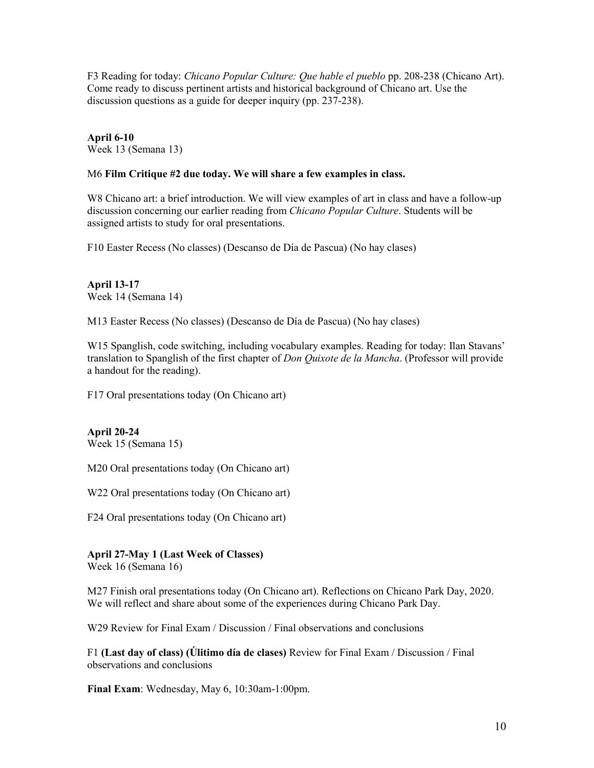F3 Reading for today: *Chicano Popular Culture: Que hable el pueblo* pp. 208-238 (Chicano Art). Come ready to discuss pertinent artists and historical background of Chicano art. Use the discussion questions as a guide for deeper inquiry (pp. 237-238).

**April 6-10**
Week 13 (Semana 13)

M6 **Film Critique #2 due today. We will share a few examples in class.**

W8 Chicano art: a brief introduction. We will view examples of art in class and have a follow-up discussion concerning our earlier reading from *Chicano Popular Culture*. Students will be assigned artists to study for oral presentations.

F10 Easter Recess (No classes) (Descanso de Día de Pascua) (No hay clases)

**April 13-17**
Week 14 (Semana 14)

M13 Easter Recess (No classes) (Descanso de Día de Pascua) (No hay clases)

W15 Spanglish, code switching, including vocabulary examples. Reading for today: Ilan Stavans' translation to Spanglish of the first chapter of *Don Quixote de la Mancha*. (Professor will provide a handout for the reading).

F17 Oral presentations today (On Chicano art)

**April 20-24**
Week 15 (Semana 15)

M20 Oral presentations today (On Chicano art)

W22 Oral presentations today (On Chicano art)

F24 Oral presentations today (On Chicano art)

**April 27-May 1 (Last Week of Classes)**
Week 16 (Semana 16)

M27 Finish oral presentations today (On Chicano art). Reflections on Chicano Park Day, 2020. We will reflect and share about some of the experiences during Chicano Park Day.

W29 Review for Final Exam / Discussion / Final observations and conclusions

F1 **(Last day of class) (Úlitimo día de clases)** Review for Final Exam / Discussion / Final observations and conclusions

**Final Exam**: Wednesday, May 6, 10:30am-1:00pm.